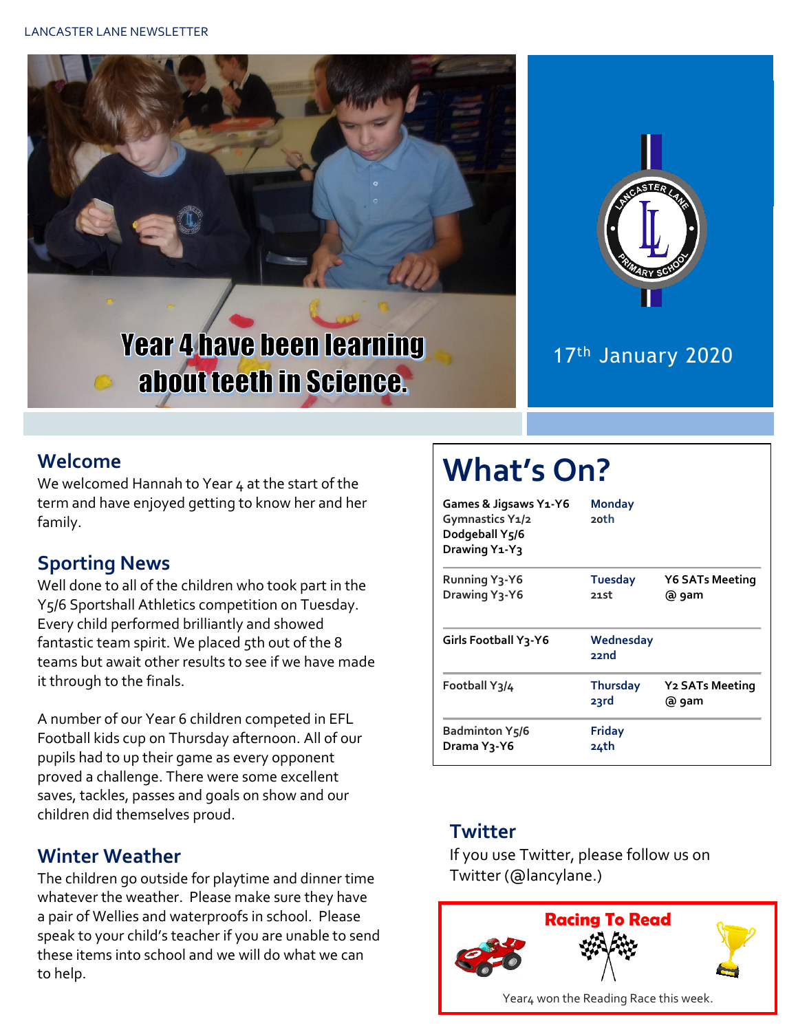LANCASTER LANE NEWSLETTER

Year 4 have been learning about teeth in Science.

17th January 2020

## Welcome

We welcomed Hannah to Year 4 at the start of the term and have enjoyed getting to know her and her family.

## Sporting News

Well done to all of the children who took part in the Y5/6 Sportshall Athletics competition on Tuesday. Every child performed brilliantly and showed fantastic team spirit. We placed 5th out of the 8 teams but await other results to see if we have made it through to the finals.

A number of our Year 6 children competed in EFL Football kids cup on Thursday afternoon. All of our pupils had to up their game as every opponent proved a challenge. There were some excellent saves, tackles, passes and goals on show and our children did themselves proud.

## Winter Weather

The children go outside for playtime and dinner time whatever the weather. Please make sure they have a pair of Wellies and waterproofs in school. Please speak to your child's teacher if you are unable to send these items into school and we will do what we can to help.

# What's On?

| | | |
|---|---|---|
| **Games & Jigsaws Y1-Y6**<br>**Gymnastics Y1/2**<br>**Dodgeball Y5/6**<br>**Drawing Y1-Y3** | Monday 20th | |
| Running Y3-Y6<br>Drawing Y3-Y6 | Tuesday 21st | Y6 SATs Meeting @ 9am |
| Girls Football Y3-Y6 | Wednesday 22nd | |
| Football Y3/4 | Thursday 23rd | Y2 SATs Meeting @ 9am |
| Badminton Y5/6<br>Drama Y3-Y6 | Friday 24th | |

## Twitter

If you use Twitter, please follow us on Twitter (@lancylane.)

**Racing To Read**

Year4 won the Reading Race this week.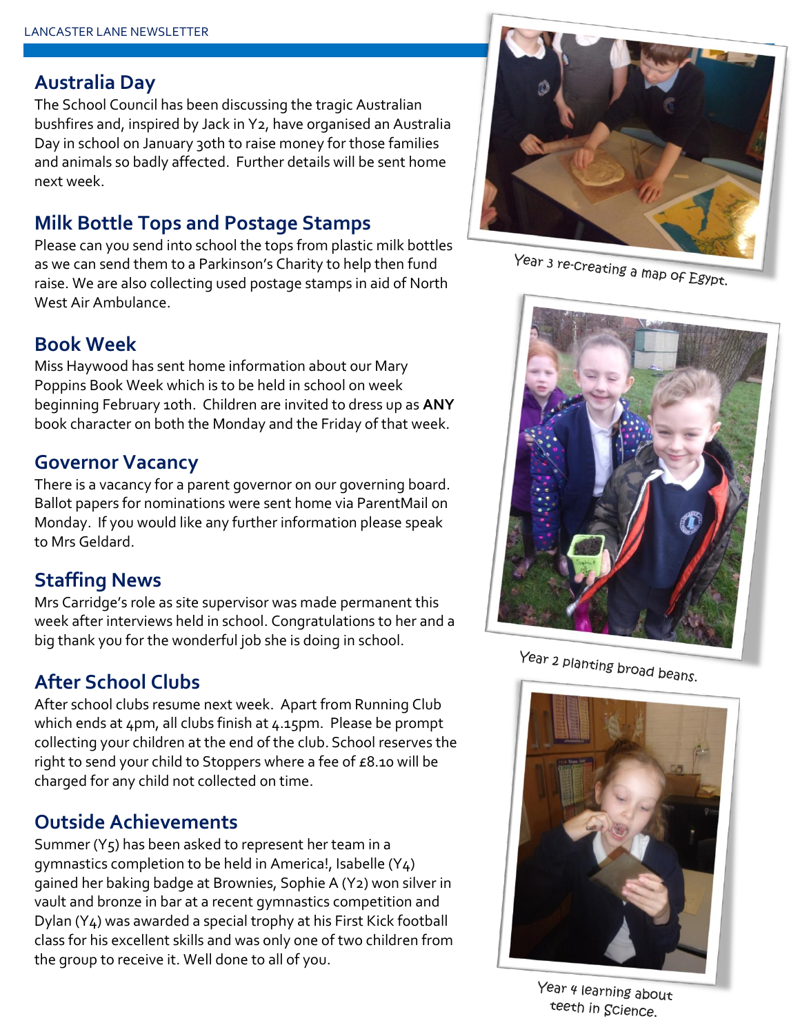## Australia Day

The School Council has been discussing the tragic Australian bushfires and, inspired by Jack in Y2, have organised an Australia Day in school on January 30th to raise money for those families and animals so badly affected. Further details will be sent home next week.

## Milk Bottle Tops and Postage Stamps

Please can you send into school the tops from plastic milk bottles as we can send them to a Parkinson's Charity to help then fund raise. We are also collecting used postage stamps in aid of North West Air Ambulance.

## Book Week

Miss Haywood has sent home information about our Mary Poppins Book Week which is to be held in school on week beginning February 10th. Children are invited to dress up as **ANY** book character on both the Monday and the Friday of that week.

## Governor Vacancy

There is a vacancy for a parent governor on our governing board. Ballot papers for nominations were sent home via ParentMail on Monday. If you would like any further information please speak to Mrs Geldard.

## Staffing News

Mrs Carridge's role as site supervisor was made permanent this week after interviews held in school. Congratulations to her and a big thank you for the wonderful job she is doing in school.

## After School Clubs

After school clubs resume next week. Apart from Running Club which ends at 4pm, all clubs finish at 4.15pm. Please be prompt collecting your children at the end of the club. School reserves the right to send your child to Stoppers where a fee of £8.10 will be charged for any child not collected on time.

## Outside Achievements

Summer (Y5) has been asked to represent her team in a gymnastics completion to be held in America!, Isabelle (Y4) gained her baking badge at Brownies, Sophie A (Y2) won silver in vault and bronze in bar at a recent gymnastics competition and Dylan (Y4) was awarded a special trophy at his First Kick football class for his excellent skills and was only one of two children from the group to receive it. Well done to all of you.

Year 3 re-creating a map of Egypt.

Year 2 planting broad beans.

Year 4 learning about teeth in Science.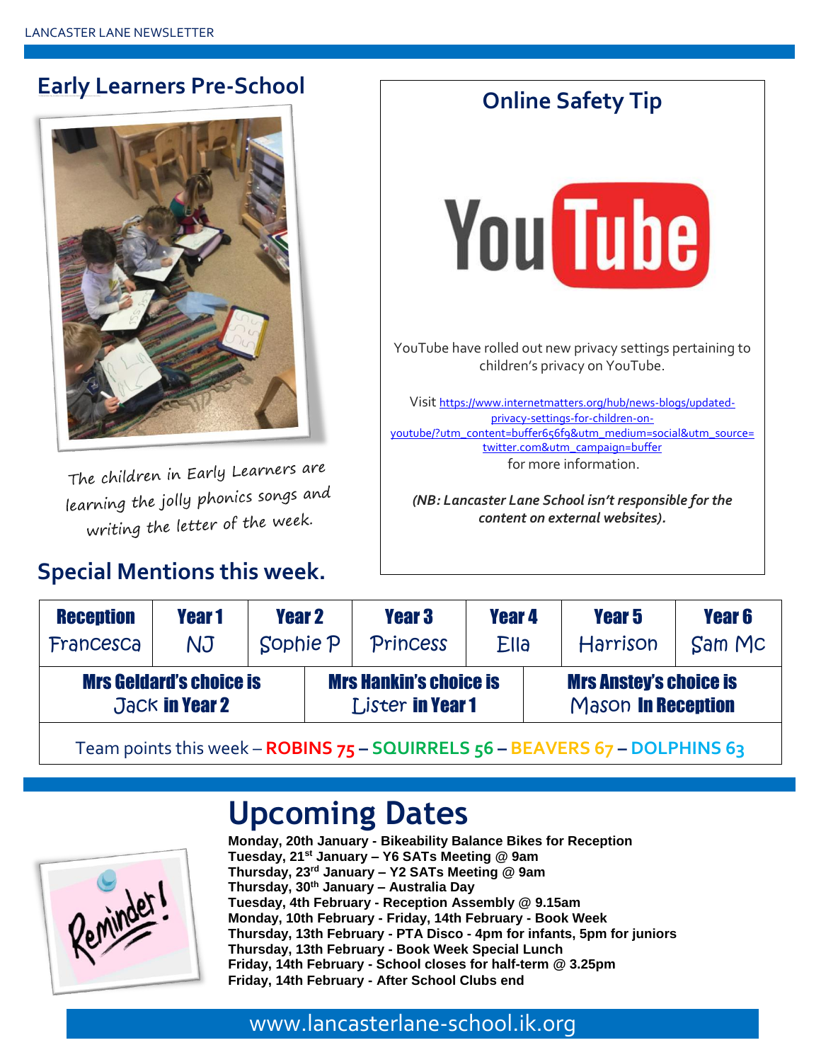## Early Learners Pre-School

The children in Early Learners are learning the jolly phonics songs and writing the letter of the week.

## Online Safety Tip

YouTube have rolled out new privacy settings pertaining to children's privacy on YouTube.

Visit https://www.internetmatters.org/hub/news-blogs/updated-privacy-settings-for-children-on-youtube/?utm_content=buffer656f9&utm_medium=social&utm_source=twitter.com&utm_campaign=buffer for more information.

***(NB: Lancaster Lane School isn't responsible for the content on external websites).***

## Special Mentions this week.

| Reception | Year 1 | Year 2 | Year 3 | Year 4 | Year 5 | Year 6 |
|---|---|---|---|---|---|---|
| Francesca | NJ | Sophie P | Princess | Ella | Harrison | Sam Mc |

| | | |
|---|---|---|
| **Mrs Geldard's choice is** Jack **in Year 2** | **Mrs Hankin's choice is** Lister **in Year 1** | **Mrs Anstey's choice is** Mason **In Reception** |

Team points this week – **ROBINS 75** – **SQUIRRELS 56** – **BEAVERS 67** – **DOLPHINS 63**

# Upcoming Dates

**Monday, 20th January - Bikeability Balance Bikes for Reception**
**Tuesday, 21st January – Y6 SATs Meeting @ 9am**
**Thursday, 23rd January – Y2 SATs Meeting @ 9am**
**Thursday, 30th January – Australia Day**
**Tuesday, 4th February - Reception Assembly @ 9.15am**
**Monday, 10th February - Friday, 14th February - Book Week**
**Thursday, 13th February - PTA Disco - 4pm for infants, 5pm for juniors**
**Thursday, 13th February - Book Week Special Lunch**
**Friday, 14th February - School closes for half-term @ 3.25pm**
**Friday, 14th February - After School Clubs end**

www.lancasterlane-school.ik.org